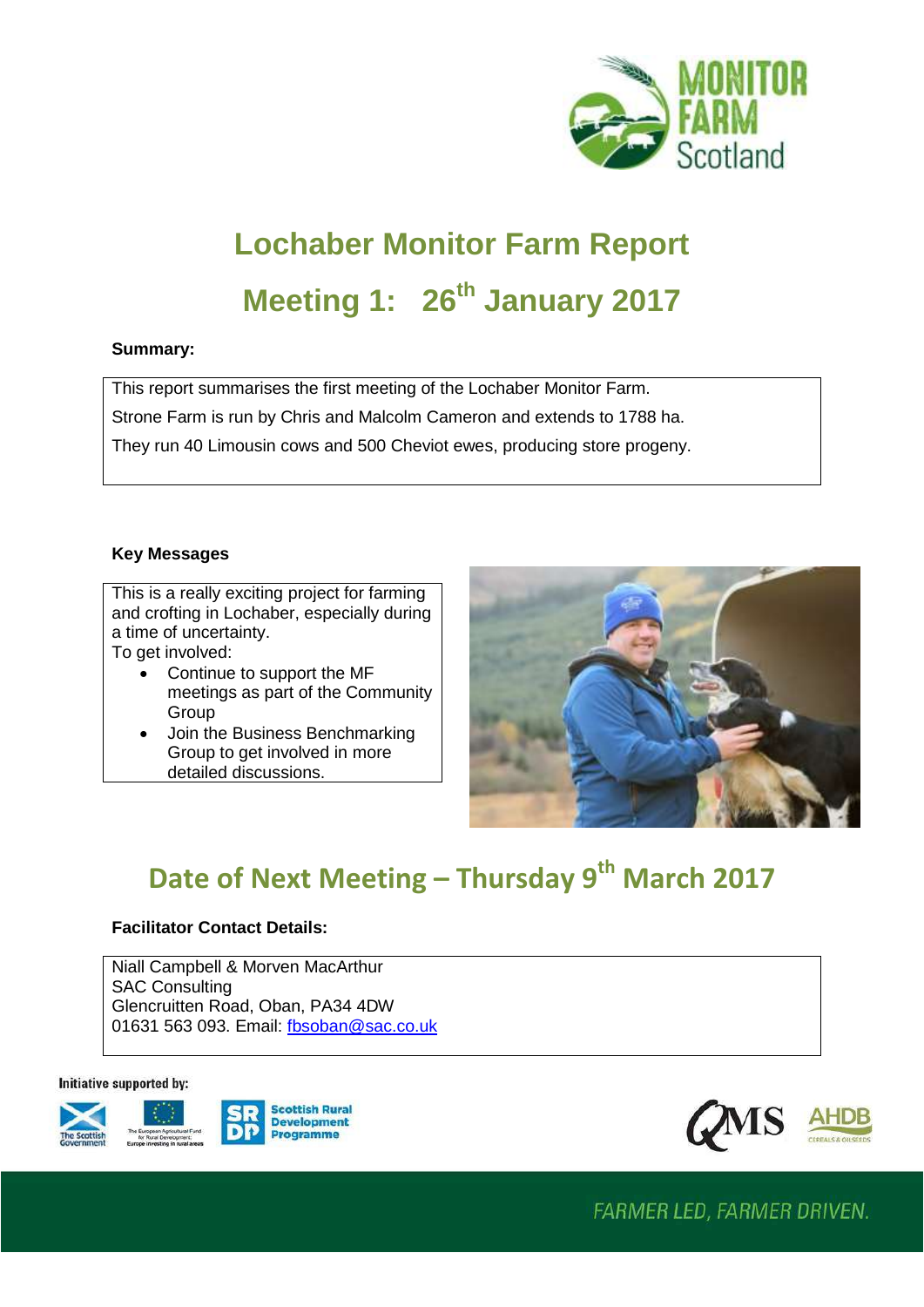# Lochaber Monitor Farm Report

## Meeting 1: 26th January 2017

**Summary:**

This report summarises the first meeting of the Lochaber Monitor Farm.
Strone Farm is run by Chris and Malcolm Cameron and extends to 1788 ha.
They run 40 Limousin cows and 500 Cheviot ewes, producing store progeny.

**Key Messages**

This is a really exciting project for farming and crofting in Lochaber, especially during a time of uncertainty.
To get involved:

- Continue to support the MF meetings as part of the Community Group
- Join the Business Benchmarking Group to get involved in more detailed discussions.

## Date of Next Meeting – Thursday 9th March 2017

**Facilitator Contact Details:**

Niall Campbell & Morven MacArthur
SAC Consulting
Glencruitten Road, Oban, PA34 4DW
01631 563 093. Email: fbsoban@sac.co.uk

Initiative supported by:

FARMER LED, FARMER DRIVEN.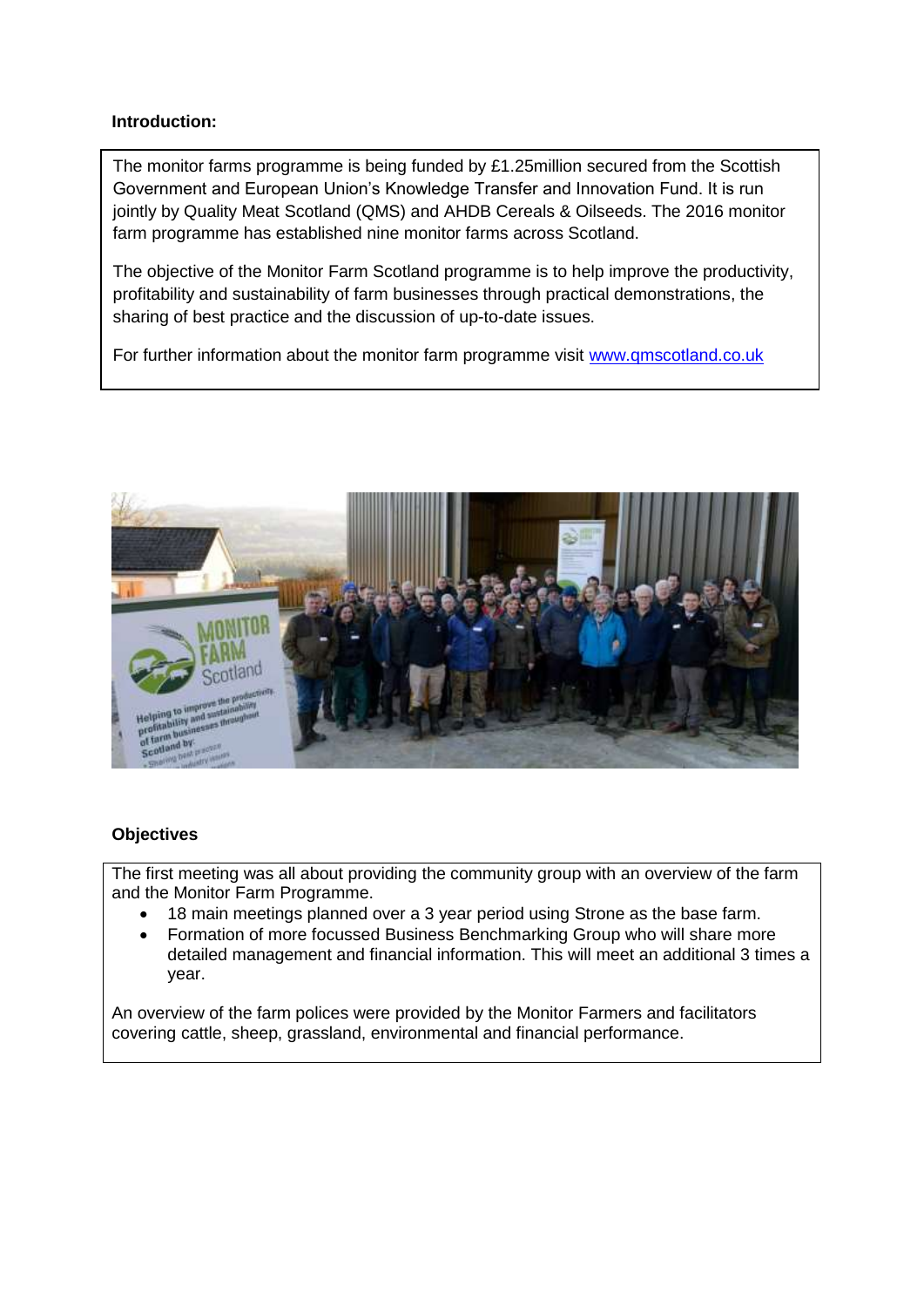**Introduction:**

The monitor farms programme is being funded by £1.25million secured from the Scottish Government and European Union's Knowledge Transfer and Innovation Fund. It is run jointly by Quality Meat Scotland (QMS) and AHDB Cereals & Oilseeds. The 2016 monitor farm programme has established nine monitor farms across Scotland.

The objective of the Monitor Farm Scotland programme is to help improve the productivity, profitability and sustainability of farm businesses through practical demonstrations, the sharing of best practice and the discussion of up-to-date issues.

For further information about the monitor farm programme visit [www.qmscotland.co.uk](http://www.qmscotland.co.uk)

**Objectives**

The first meeting was all about providing the community group with an overview of the farm and the Monitor Farm Programme.

- 18 main meetings planned over a 3 year period using Strone as the base farm.
- Formation of more focussed Business Benchmarking Group who will share more detailed management and financial information. This will meet an additional 3 times a year.

An overview of the farm polices were provided by the Monitor Farmers and facilitators covering cattle, sheep, grassland, environmental and financial performance.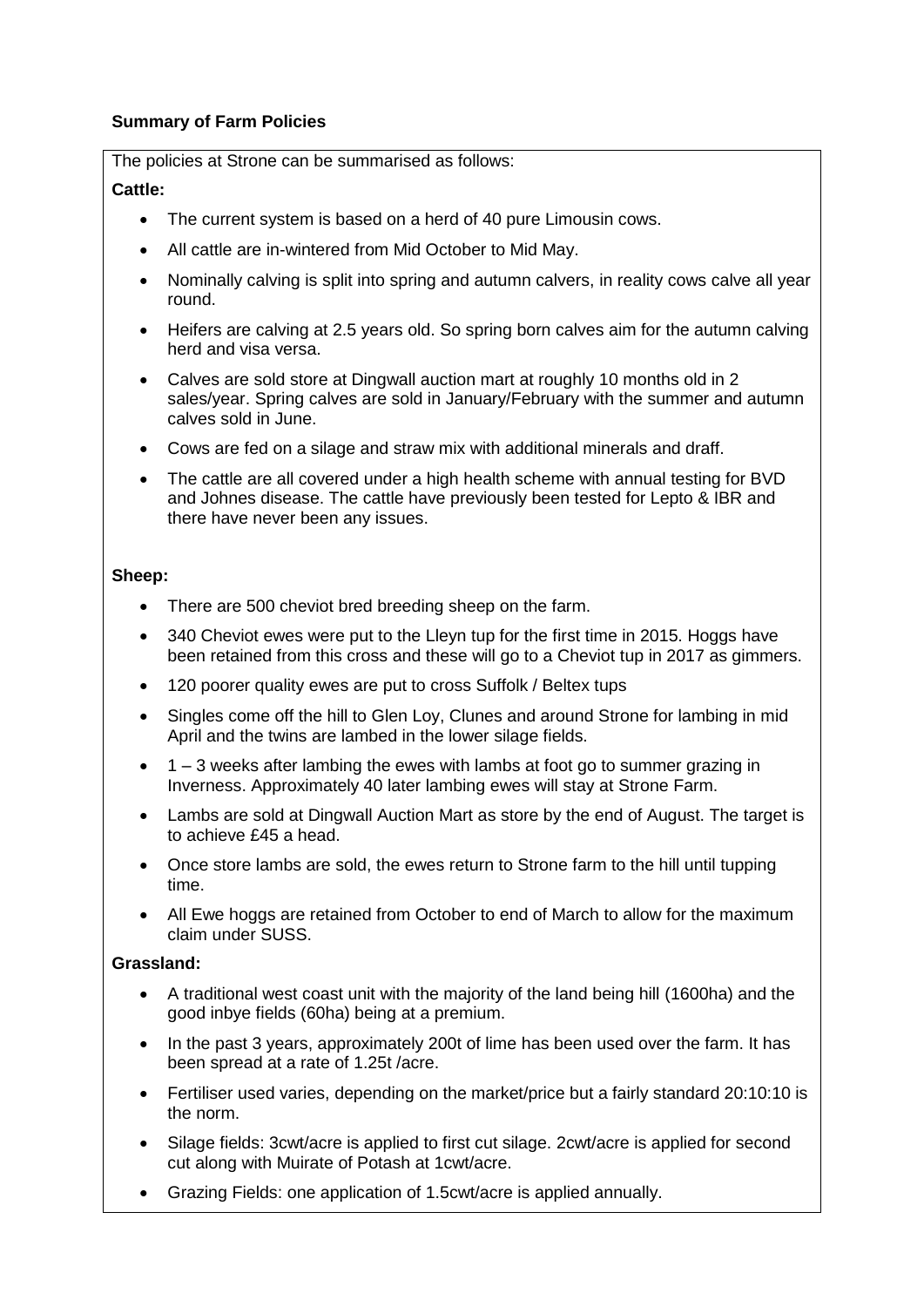**Summary of Farm Policies**

The policies at Strone can be summarised as follows:

**Cattle:**

- The current system is based on a herd of 40 pure Limousin cows.
- All cattle are in-wintered from Mid October to Mid May.
- Nominally calving is split into spring and autumn calvers, in reality cows calve all year round.
- Heifers are calving at 2.5 years old. So spring born calves aim for the autumn calving herd and visa versa.
- Calves are sold store at Dingwall auction mart at roughly 10 months old in 2 sales/year. Spring calves are sold in January/February with the summer and autumn calves sold in June.
- Cows are fed on a silage and straw mix with additional minerals and draff.
- The cattle are all covered under a high health scheme with annual testing for BVD and Johnes disease. The cattle have previously been tested for Lepto & IBR and there have never been any issues.

**Sheep:**

- There are 500 cheviot bred breeding sheep on the farm.
- 340 Cheviot ewes were put to the Lleyn tup for the first time in 2015. Hoggs have been retained from this cross and these will go to a Cheviot tup in 2017 as gimmers.
- 120 poorer quality ewes are put to cross Suffolk / Beltex tups
- Singles come off the hill to Glen Loy, Clunes and around Strone for lambing in mid April and the twins are lambed in the lower silage fields.
- 1 – 3 weeks after lambing the ewes with lambs at foot go to summer grazing in Inverness. Approximately 40 later lambing ewes will stay at Strone Farm.
- Lambs are sold at Dingwall Auction Mart as store by the end of August. The target is to achieve £45 a head.
- Once store lambs are sold, the ewes return to Strone farm to the hill until tupping time.
- All Ewe hoggs are retained from October to end of March to allow for the maximum claim under SUSS.

**Grassland:**

- A traditional west coast unit with the majority of the land being hill (1600ha) and the good inbye fields (60ha) being at a premium.
- In the past 3 years, approximately 200t of lime has been used over the farm. It has been spread at a rate of 1.25t /acre.
- Fertiliser used varies, depending on the market/price but a fairly standard 20:10:10 is the norm.
- Silage fields: 3cwt/acre is applied to first cut silage. 2cwt/acre is applied for second cut along with Muirate of Potash at 1cwt/acre.
- Grazing Fields: one application of 1.5cwt/acre is applied annually.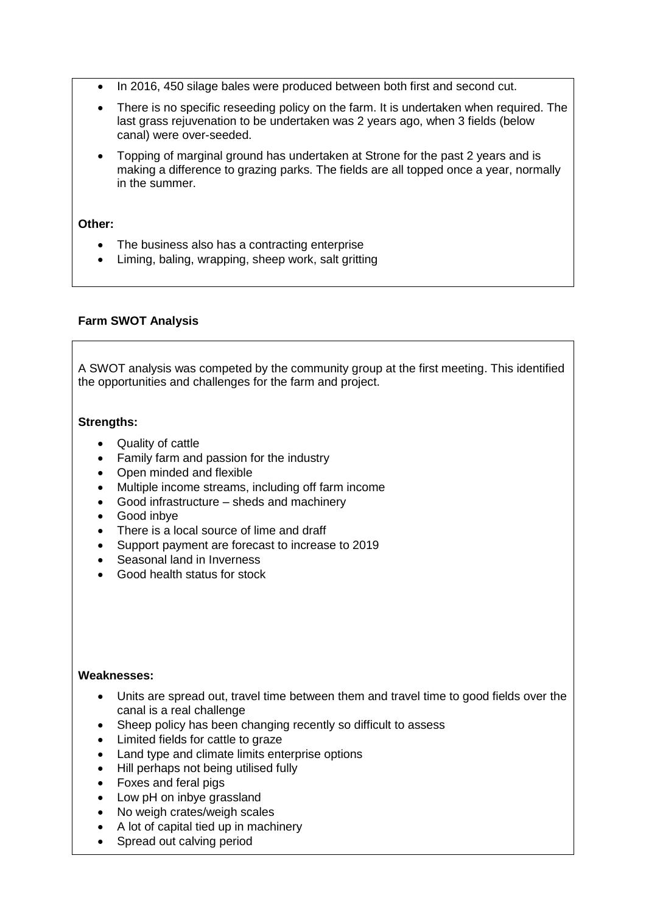- In 2016, 450 silage bales were produced between both first and second cut.
- There is no specific reseeding policy on the farm. It is undertaken when required. The last grass rejuvenation to be undertaken was 2 years ago, when 3 fields (below canal) were over-seeded.
- Topping of marginal ground has undertaken at Strone for the past 2 years and is making a difference to grazing parks. The fields are all topped once a year, normally in the summer.

**Other:**

- The business also has a contracting enterprise
- Liming, baling, wrapping, sheep work, salt gritting

**Farm SWOT Analysis**

A SWOT analysis was competed by the community group at the first meeting. This identified the opportunities and challenges for the farm and project.

**Strengths:**

- Quality of cattle
- Family farm and passion for the industry
- Open minded and flexible
- Multiple income streams, including off farm income
- Good infrastructure – sheds and machinery
- Good inbye
- There is a local source of lime and draff
- Support payment are forecast to increase to 2019
- Seasonal land in Inverness
- Good health status for stock

**Weaknesses:**

- Units are spread out, travel time between them and travel time to good fields over the canal is a real challenge
- Sheep policy has been changing recently so difficult to assess
- Limited fields for cattle to graze
- Land type and climate limits enterprise options
- Hill perhaps not being utilised fully
- Foxes and feral pigs
- Low pH on inbye grassland
- No weigh crates/weigh scales
- A lot of capital tied up in machinery
- Spread out calving period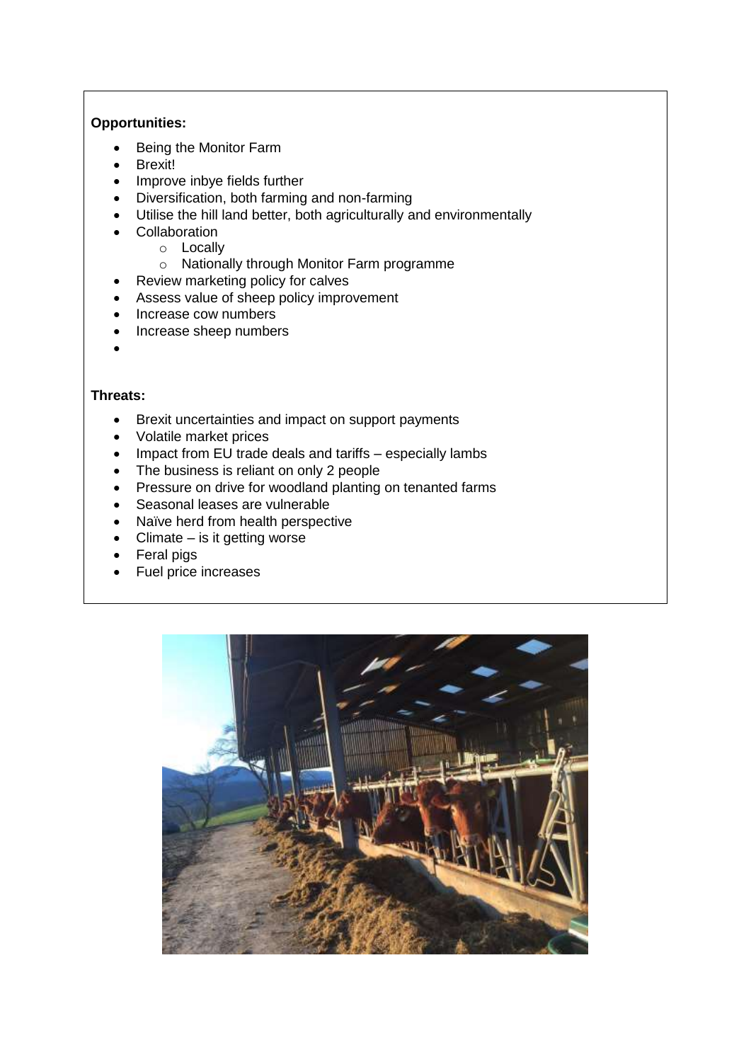**Opportunities:**

- Being the Monitor Farm
- Brexit!
- Improve inbye fields further
- Diversification, both farming and non-farming
- Utilise the hill land better, both agriculturally and environmentally
- Collaboration
  - Locally
  - Nationally through Monitor Farm programme
- Review marketing policy for calves
- Assess value of sheep policy improvement
- Increase cow numbers
- Increase sheep numbers

**Threats:**

- Brexit uncertainties and impact on support payments
- Volatile market prices
- Impact from EU trade deals and tariffs – especially lambs
- The business is reliant on only 2 people
- Pressure on drive for woodland planting on tenanted farms
- Seasonal leases are vulnerable
- Naïve herd from health perspective
- Climate – is it getting worse
- Feral pigs
- Fuel price increases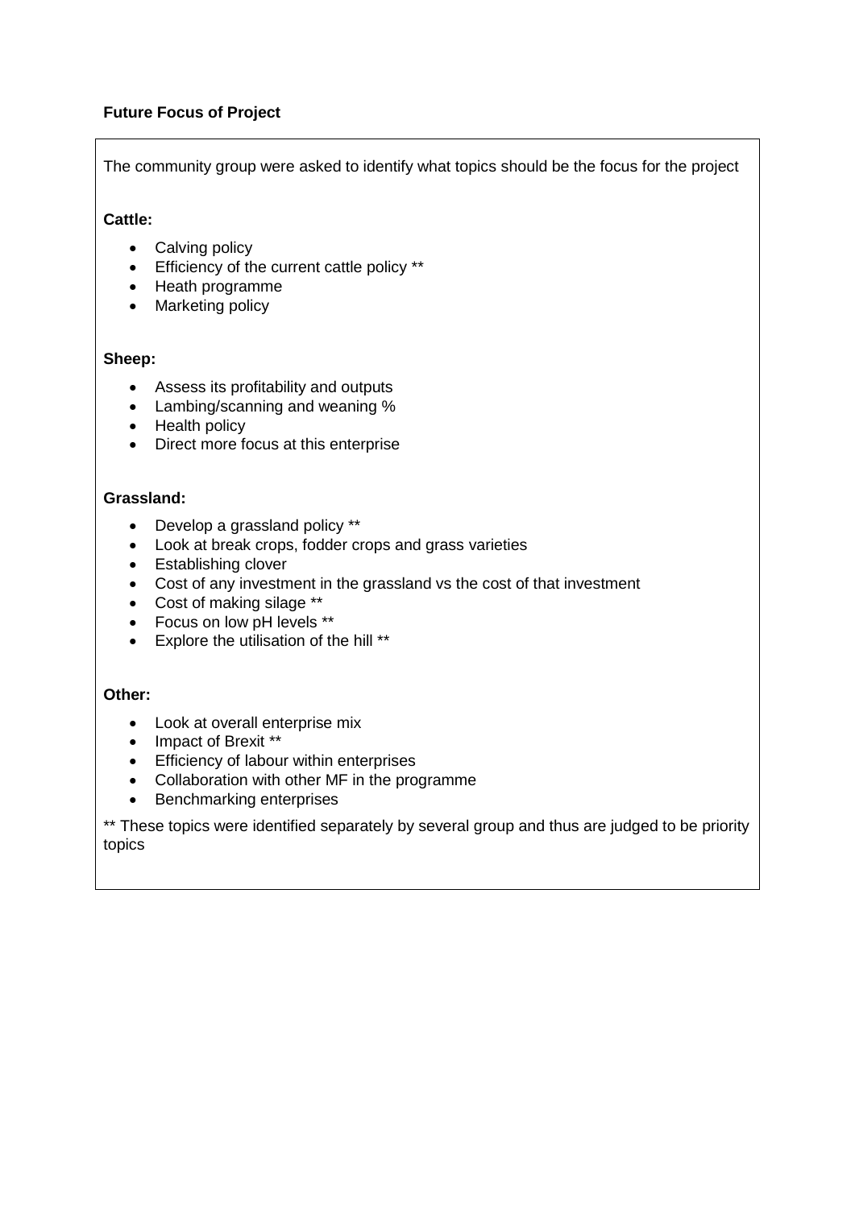**Future Focus of Project**

The community group were asked to identify what topics should be the focus for the project

**Cattle:**

- Calving policy
- Efficiency of the current cattle policy **
- Heath programme
- Marketing policy

**Sheep:**

- Assess its profitability and outputs
- Lambing/scanning and weaning %
- Health policy
- Direct more focus at this enterprise

**Grassland:**

- Develop a grassland policy **
- Look at break crops, fodder crops and grass varieties
- Establishing clover
- Cost of any investment in the grassland vs the cost of that investment
- Cost of making silage **
- Focus on low pH levels **
- Explore the utilisation of the hill **

**Other:**

- Look at overall enterprise mix
- Impact of Brexit **
- Efficiency of labour within enterprises
- Collaboration with other MF in the programme
- Benchmarking enterprises

** These topics were identified separately by several group and thus are judged to be priority topics